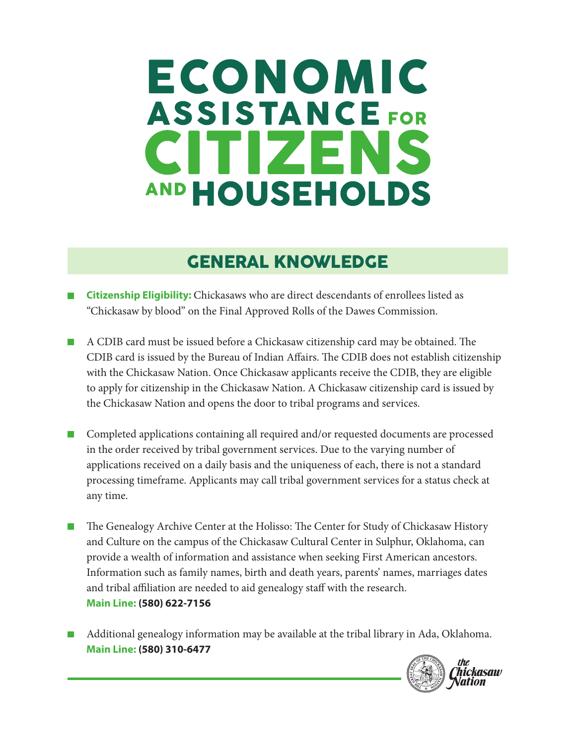# ECONOMIC ASSISTANCE FOR CITIZENS AND HOUSEHOLDS

## GENERAL KNOWLEDGE

- **Citizenship Eligibility:** Chickasaws who are direct descendants of enrollees listed as "Chickasaw by blood" on the Final Approved Rolls of the Dawes Commission.

- A CDIB card must be issued before a Chickasaw citizenship card may be obtained. The CDIB card is issued by the Bureau of Indian Affairs. The CDIB does not establish citizenship with the Chickasaw Nation. Once Chickasaw applicants receive the CDIB, they are eligible to apply for citizenship in the Chickasaw Nation. A Chickasaw citizenship card is issued by the Chickasaw Nation and opens the door to tribal programs and services.

- Completed applications containing all required and/or requested documents are processed in the order received by tribal government services. Due to the varying number of applications received on a daily basis and the uniqueness of each, there is not a standard processing timeframe. Applicants may call tribal government services for a status check at any time.

- The Genealogy Archive Center at the Holisso: The Center for Study of Chickasaw History and Culture on the campus of the Chickasaw Cultural Center in Sulphur, Oklahoma, can provide a wealth of information and assistance when seeking First American ancestors. Information such as family names, birth and death years, parents' names, marriages dates and tribal affiliation are needed to aid genealogy staff with the research.
  **Main Line: (580) 622-7156**

- Additional genealogy information may be available at the tribal library in Ada, Oklahoma.
  **Main Line: (580) 310-6477**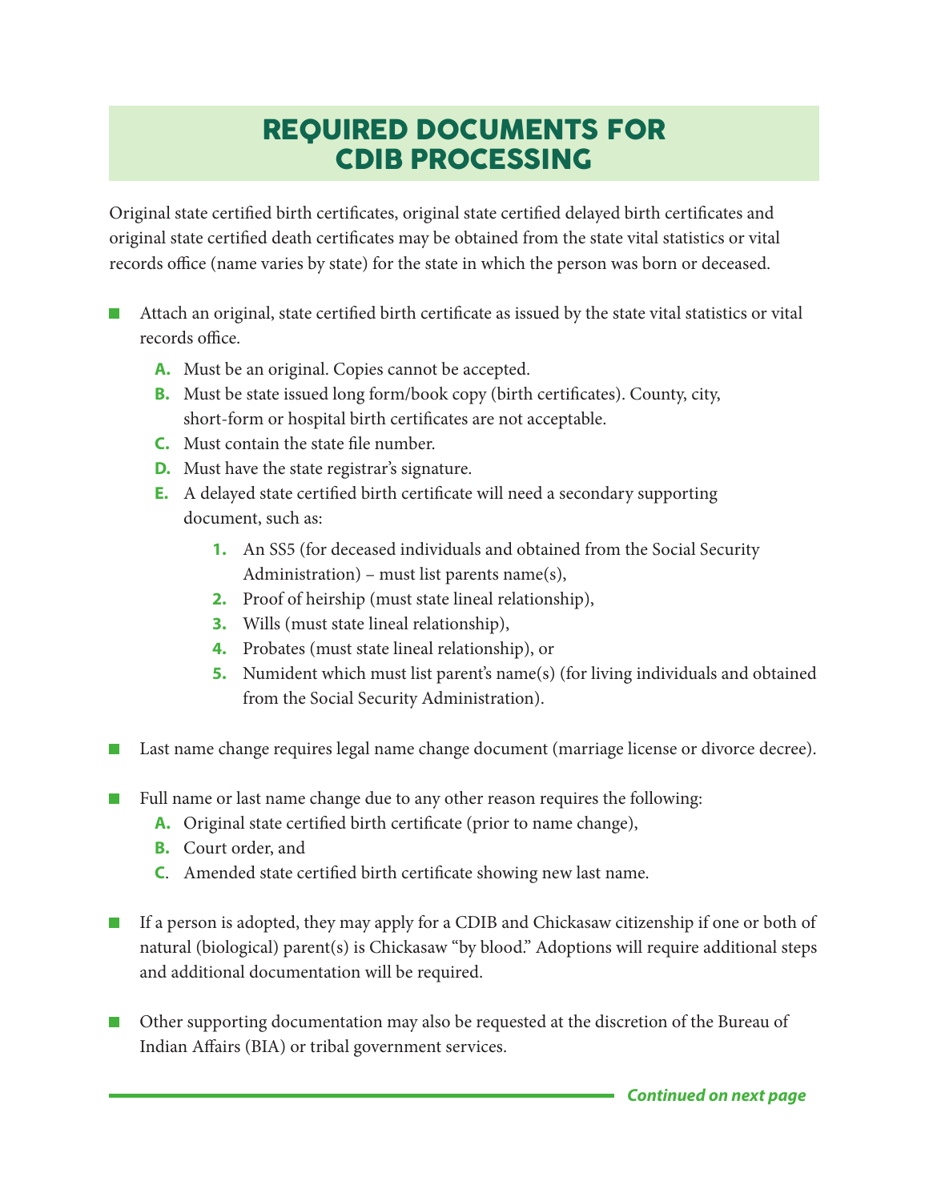# REQUIRED DOCUMENTS FOR CDIB PROCESSING

Original state certified birth certificates, original state certified delayed birth certificates and original state certified death certificates may be obtained from the state vital statistics or vital records office (name varies by state) for the state in which the person was born or deceased.

- Attach an original, state certified birth certificate as issued by the state vital statistics or vital records office.
  - **A.** Must be an original. Copies cannot be accepted.
  - **B.** Must be state issued long form/book copy (birth certificates). County, city, short-form or hospital birth certificates are not acceptable.
  - **C.** Must contain the state file number.
  - **D.** Must have the state registrar's signature.
  - **E.** A delayed state certified birth certificate will need a secondary supporting document, such as:
    1. An SS5 (for deceased individuals and obtained from the Social Security Administration) – must list parents name(s),
    2. Proof of heirship (must state lineal relationship),
    3. Wills (must state lineal relationship),
    4. Probates (must state lineal relationship), or
    5. Numident which must list parent's name(s) (for living individuals and obtained from the Social Security Administration).

- Last name change requires legal name change document (marriage license or divorce decree).

- Full name or last name change due to any other reason requires the following:
  - **A.** Original state certified birth certificate (prior to name change),
  - **B.** Court order, and
  - **C**. Amended state certified birth certificate showing new last name.

- If a person is adopted, they may apply for a CDIB and Chickasaw citizenship if one or both of natural (biological) parent(s) is Chickasaw "by blood." Adoptions will require additional steps and additional documentation will be required.

- Other supporting documentation may also be requested at the discretion of the Bureau of Indian Affairs (BIA) or tribal government services.

***Continued on next page***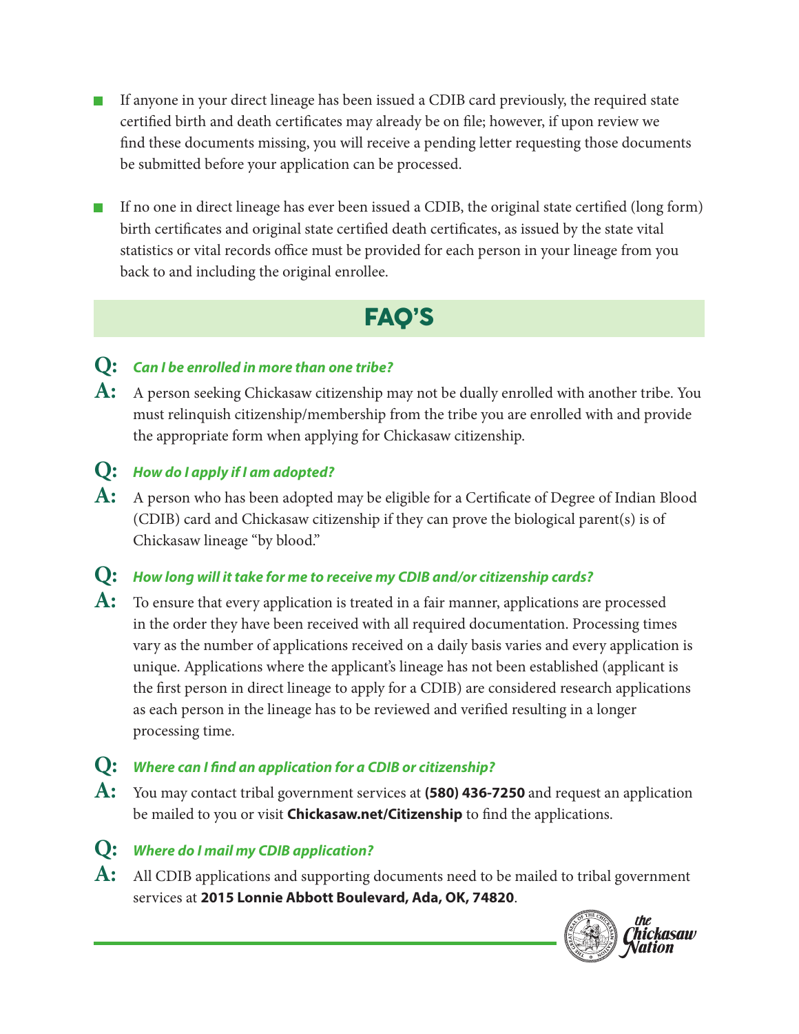- If anyone in your direct lineage has been issued a CDIB card previously, the required state certified birth and death certificates may already be on file; however, if upon review we find these documents missing, you will receive a pending letter requesting those documents be submitted before your application can be processed.

- If no one in direct lineage has ever been issued a CDIB, the original state certified (long form) birth certificates and original state certified death certificates, as issued by the state vital statistics or vital records office must be provided for each person in your lineage from you back to and including the original enrollee.

## FAQ'S

**Q:** ***Can I be enrolled in more than one tribe?***

**A:** A person seeking Chickasaw citizenship may not be dually enrolled with another tribe. You must relinquish citizenship/membership from the tribe you are enrolled with and provide the appropriate form when applying for Chickasaw citizenship.

**Q:** ***How do I apply if I am adopted?***

**A:** A person who has been adopted may be eligible for a Certificate of Degree of Indian Blood (CDIB) card and Chickasaw citizenship if they can prove the biological parent(s) is of Chickasaw lineage "by blood."

**Q:** ***How long will it take for me to receive my CDIB and/or citizenship cards?***

**A:** To ensure that every application is treated in a fair manner, applications are processed in the order they have been received with all required documentation. Processing times vary as the number of applications received on a daily basis varies and every application is unique. Applications where the applicant's lineage has not been established (applicant is the first person in direct lineage to apply for a CDIB) are considered research applications as each person in the lineage has to be reviewed and verified resulting in a longer processing time.

**Q:** ***Where can I find an application for a CDIB or citizenship?***

**A:** You may contact tribal government services at **(580) 436-7250** and request an application be mailed to you or visit **Chickasaw.net/Citizenship** to find the applications.

**Q:** ***Where do I mail my CDIB application?***

**A:** All CDIB applications and supporting documents need to be mailed to tribal government services at **2015 Lonnie Abbott Boulevard, Ada, OK, 74820**.